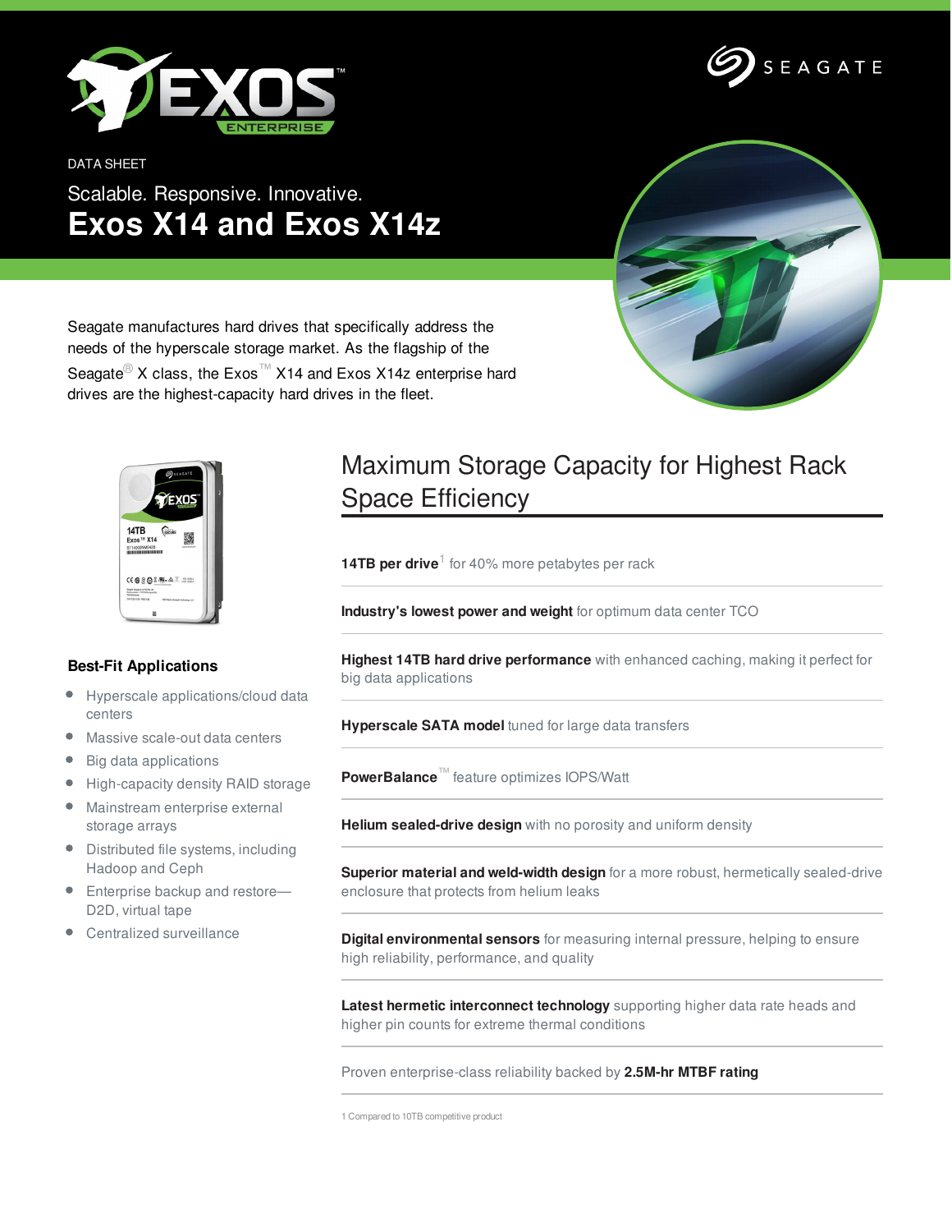DATA SHEET

Scalable. Responsive. Innovative.

# Exos X14 and Exos X14z

Seagate manufactures hard drives that specifically address the needs of the hyperscale storage market. As the flagship of the Seagate® X class, the Exos™ X14 and Exos X14z enterprise hard drives are the highest-capacity hard drives in the fleet.

## Maximum Storage Capacity for Highest Rack Space Efficiency

**14TB per drive**[1] for 40% more petabytes per rack

**Industry's lowest power and weight** for optimum data center TCO

**Highest 14TB hard drive performance** with enhanced caching, making it perfect for big data applications

**Hyperscale SATA model** tuned for large data transfers

**PowerBalance**™ feature optimizes IOPS/Watt

**Helium sealed-drive design** with no porosity and uniform density

**Superior material and weld-width design** for a more robust, hermetically sealed-drive enclosure that protects from helium leaks

**Digital environmental sensors** for measuring internal pressure, helping to ensure high reliability, performance, and quality

**Latest hermetic interconnect technology** supporting higher data rate heads and higher pin counts for extreme thermal conditions

Proven enterprise-class reliability backed by **2.5M-hr MTBF rating**

1 Compared to 10TB competitive product

### Best-Fit Applications

- Hyperscale applications/cloud data centers
- Massive scale-out data centers
- Big data applications
- High-capacity density RAID storage
- Mainstream enterprise external storage arrays
- Distributed file systems, including Hadoop and Ceph
- Enterprise backup and restore—D2D, virtual tape
- Centralized surveillance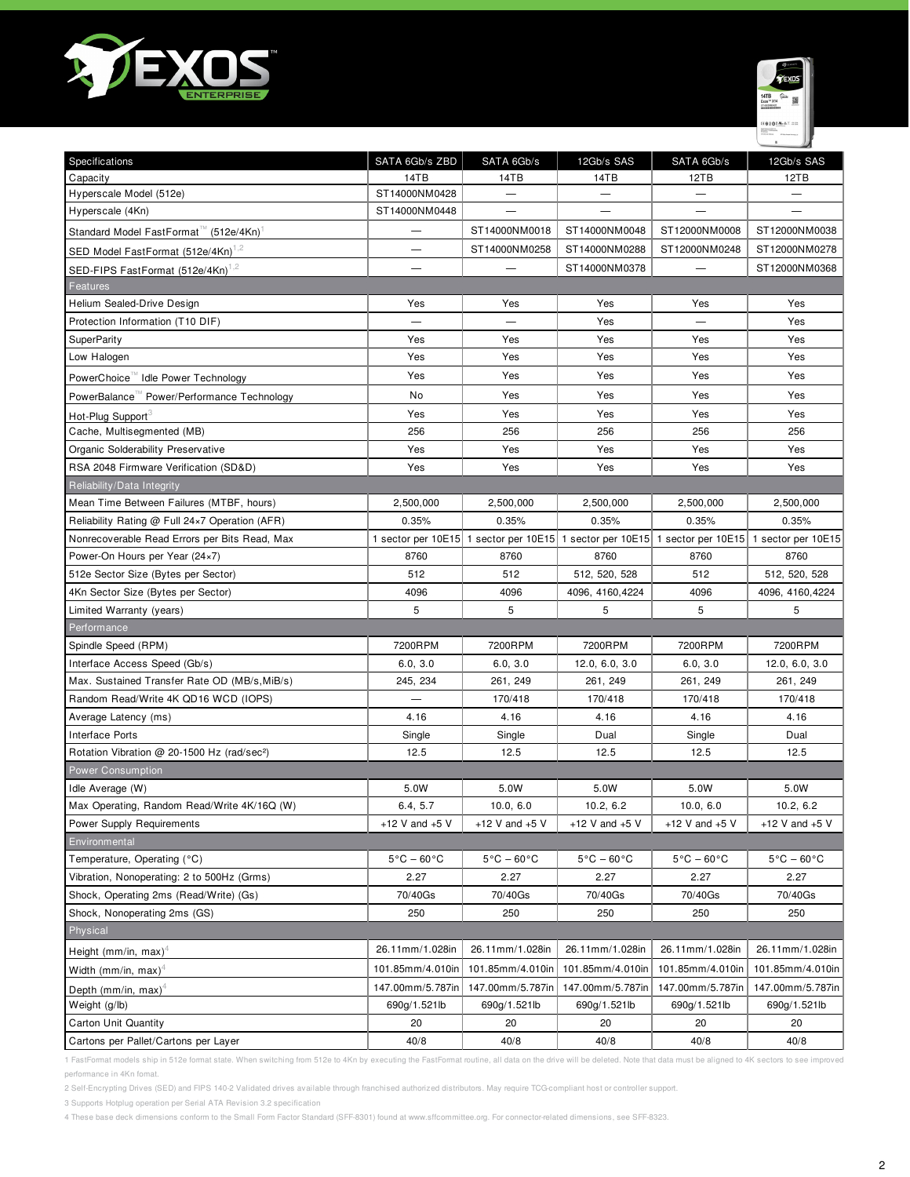| Specifications | SATA 6Gb/s ZBD | SATA 6Gb/s | 12Gb/s SAS | SATA 6Gb/s | 12Gb/s SAS |
|---|---|---|---|---|---|
| Capacity | 14TB | 14TB | 14TB | 12TB | 12TB |
| Hyperscale Model (512e) | ST14000NM0428 | — | — | — | — |
| Hyperscale (4Kn) | ST14000NM0448 | — | — | — | — |
| Standard Model FastFormat™ (512e/4Kn)[1] | — | ST14000NM0018 | ST14000NM0048 | ST12000NM0008 | ST12000NM0038 |
| SED Model FastFormat (512e/4Kn)[1,2] | — | ST14000NM0258 | ST14000NM0288 | ST12000NM0248 | ST12000NM0278 |
| SED-FIPS FastFormat (512e/4Kn)[1,2] | — | — | ST14000NM0378 | — | ST12000NM0368 |
| **Features** | | | | | |
| Helium Sealed-Drive Design | Yes | Yes | Yes | Yes | Yes |
| Protection Information (T10 DIF) | — | — | Yes | — | Yes |
| SuperParity | Yes | Yes | Yes | Yes | Yes |
| Low Halogen | Yes | Yes | Yes | Yes | Yes |
| PowerChoice™ Idle Power Technology | Yes | Yes | Yes | Yes | Yes |
| PowerBalance™ Power/Performance Technology | No | Yes | Yes | Yes | Yes |
| Hot-Plug Support[3] | Yes | Yes | Yes | Yes | Yes |
| Cache, Multisegmented (MB) | 256 | 256 | 256 | 256 | 256 |
| Organic Solderability Preservative | Yes | Yes | Yes | Yes | Yes |
| RSA 2048 Firmware Verification (SD&D) | Yes | Yes | Yes | Yes | Yes |
| **Reliability/Data Integrity** | | | | | |
| Mean Time Between Failures (MTBF, hours) | 2,500,000 | 2,500,000 | 2,500,000 | 2,500,000 | 2,500,000 |
| Reliability Rating @ Full 24×7 Operation (AFR) | 0.35% | 0.35% | 0.35% | 0.35% | 0.35% |
| Nonrecoverable Read Errors per Bits Read, Max | 1 sector per 10E15 | 1 sector per 10E15 | 1 sector per 10E15 | 1 sector per 10E15 | 1 sector per 10E15 |
| Power-On Hours per Year (24×7) | 8760 | 8760 | 8760 | 8760 | 8760 |
| 512e Sector Size (Bytes per Sector) | 512 | 512 | 512, 520, 528 | 512 | 512, 520, 528 |
| 4Kn Sector Size (Bytes per Sector) | 4096 | 4096 | 4096, 4160,4224 | 4096 | 4096, 4160,4224 |
| Limited Warranty (years) | 5 | 5 | 5 | 5 | 5 |
| **Performance** | | | | | |
| Spindle Speed (RPM) | 7200RPM | 7200RPM | 7200RPM | 7200RPM | 7200RPM |
| Interface Access Speed (Gb/s) | 6.0, 3.0 | 6.0, 3.0 | 12.0, 6.0, 3.0 | 6.0, 3.0 | 12.0, 6.0, 3.0 |
| Max. Sustained Transfer Rate OD (MB/s,MiB/s) | 245, 234 | 261, 249 | 261, 249 | 261, 249 | 261, 249 |
| Random Read/Write 4K QD16 WCD (IOPS) | — | 170/418 | 170/418 | 170/418 | 170/418 |
| Average Latency (ms) | 4.16 | 4.16 | 4.16 | 4.16 | 4.16 |
| Interface Ports | Single | Single | Dual | Single | Dual |
| Rotation Vibration @ 20-1500 Hz (rad/sec²) | 12.5 | 12.5 | 12.5 | 12.5 | 12.5 |
| **Power Consumption** | | | | | |
| Idle Average (W) | 5.0W | 5.0W | 5.0W | 5.0W | 5.0W |
| Max Operating, Random Read/Write 4K/16Q (W) | 6.4, 5.7 | 10.0, 6.0 | 10.2, 6.2 | 10.0, 6.0 | 10.2, 6.2 |
| Power Supply Requirements | +12 V and +5 V | +12 V and +5 V | +12 V and +5 V | +12 V and +5 V | +12 V and +5 V |
| **Environmental** | | | | | |
| Temperature, Operating (°C) | 5°C – 60°C | 5°C – 60°C | 5°C – 60°C | 5°C – 60°C | 5°C – 60°C |
| Vibration, Nonoperating: 2 to 500Hz (Grms) | 2.27 | 2.27 | 2.27 | 2.27 | 2.27 |
| Shock, Operating 2ms (Read/Write) (Gs) | 70/40Gs | 70/40Gs | 70/40Gs | 70/40Gs | 70/40Gs |
| Shock, Nonoperating 2ms (GS) | 250 | 250 | 250 | 250 | 250 |
| **Physical** | | | | | |
| Height (mm/in, max)[4] | 26.11mm/1.028in | 26.11mm/1.028in | 26.11mm/1.028in | 26.11mm/1.028in | 26.11mm/1.028in |
| Width (mm/in, max)[4] | 101.85mm/4.010in | 101.85mm/4.010in | 101.85mm/4.010in | 101.85mm/4.010in | 101.85mm/4.010in |
| Depth (mm/in, max)[4] | 147.00mm/5.787in | 147.00mm/5.787in | 147.00mm/5.787in | 147.00mm/5.787in | 147.00mm/5.787in |
| Weight (g/lb) | 690g/1.521lb | 690g/1.521lb | 690g/1.521lb | 690g/1.521lb | 690g/1.521lb |
| Carton Unit Quantity | 20 | 20 | 20 | 20 | 20 |
| Cartons per Pallet/Cartons per Layer | 40/8 | 40/8 | 40/8 | 40/8 | 40/8 |

1 FastFormat models ship in 512e format state. When switching from 512e to 4Kn by executing the FastFormat routine, all data on the drive will be deleted. Note that data must be aligned to 4K sectors to see improved performance in 4Kn fomat.

2 Self-Encrypting Drives (SED) and FIPS 140-2 Validated drives available through franchised authorized distributors. May require TCG-compliant host or controller support.

3 Supports Hotplug operation per Serial ATA Revision 3.2 specification

4 These base deck dimensions conform to the Small Form Factor Standard (SFF-8301) found at www.sffcommittee.org. For connector-related dimensions, see SFF-8323.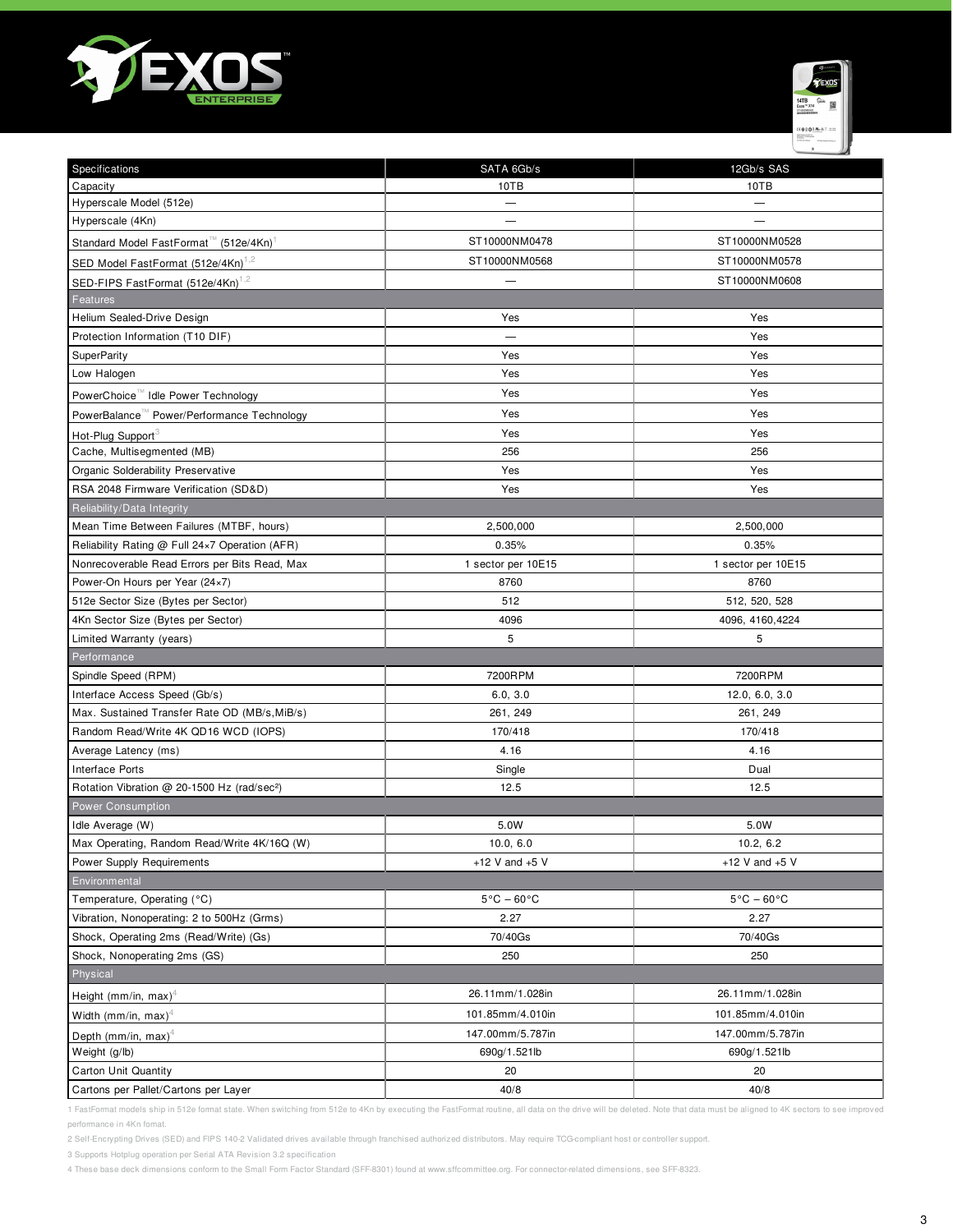| Specifications | SATA 6Gb/s | 12Gb/s SAS |
|---|---|---|
| Capacity | 10TB | 10TB |
| Hyperscale Model (512e) | — | — |
| Hyperscale (4Kn) | — | — |
| Standard Model FastFormat™ (512e/4Kn)[1] | ST10000NM0478 | ST10000NM0528 |
| SED Model FastFormat (512e/4Kn)[1,2] | ST10000NM0568 | ST10000NM0578 |
| SED-FIPS FastFormat (512e/4Kn)[1,2] | — | ST10000NM0608 |
| **Features** | | |
| Helium Sealed-Drive Design | Yes | Yes |
| Protection Information (T10 DIF) | — | Yes |
| SuperParity | Yes | Yes |
| Low Halogen | Yes | Yes |
| PowerChoice™ Idle Power Technology | Yes | Yes |
| PowerBalance™ Power/Performance Technology | Yes | Yes |
| Hot-Plug Support[3] | Yes | Yes |
| Cache, Multisegmented (MB) | 256 | 256 |
| Organic Solderability Preservative | Yes | Yes |
| RSA 2048 Firmware Verification (SD&D) | Yes | Yes |
| **Reliability/Data Integrity** | | |
| Mean Time Between Failures (MTBF, hours) | 2,500,000 | 2,500,000 |
| Reliability Rating @ Full 24×7 Operation (AFR) | 0.35% | 0.35% |
| Nonrecoverable Read Errors per Bits Read, Max | 1 sector per 10E15 | 1 sector per 10E15 |
| Power-On Hours per Year (24×7) | 8760 | 8760 |
| 512e Sector Size (Bytes per Sector) | 512 | 512, 520, 528 |
| 4Kn Sector Size (Bytes per Sector) | 4096 | 4096, 4160,4224 |
| Limited Warranty (years) | 5 | 5 |
| **Performance** | | |
| Spindle Speed (RPM) | 7200RPM | 7200RPM |
| Interface Access Speed (Gb/s) | 6.0, 3.0 | 12.0, 6.0, 3.0 |
| Max. Sustained Transfer Rate OD (MB/s,MiB/s) | 261, 249 | 261, 249 |
| Random Read/Write 4K QD16 WCD (IOPS) | 170/418 | 170/418 |
| Average Latency (ms) | 4.16 | 4.16 |
| Interface Ports | Single | Dual |
| Rotation Vibration @ 20-1500 Hz (rad/sec²) | 12.5 | 12.5 |
| **Power Consumption** | | |
| Idle Average (W) | 5.0W | 5.0W |
| Max Operating, Random Read/Write 4K/16Q (W) | 10.0, 6.0 | 10.2, 6.2 |
| Power Supply Requirements | +12 V and +5 V | +12 V and +5 V |
| **Environmental** | | |
| Temperature, Operating (°C) | 5°C – 60°C | 5°C – 60°C |
| Vibration, Nonoperating: 2 to 500Hz (Grms) | 2.27 | 2.27 |
| Shock, Operating 2ms (Read/Write) (Gs) | 70/40Gs | 70/40Gs |
| Shock, Nonoperating 2ms (GS) | 250 | 250 |
| **Physical** | | |
| Height (mm/in, max)[4] | 26.11mm/1.028in | 26.11mm/1.028in |
| Width (mm/in, max)[4] | 101.85mm/4.010in | 101.85mm/4.010in |
| Depth (mm/in, max)[4] | 147.00mm/5.787in | 147.00mm/5.787in |
| Weight (g/lb) | 690g/1.521lb | 690g/1.521lb |
| Carton Unit Quantity | 20 | 20 |
| Cartons per Pallet/Cartons per Layer | 40/8 | 40/8 |

1 FastFormat models ship in 512e format state. When switching from 512e to 4Kn by executing the FastFormat routine, all data on the drive will be deleted. Note that data must be aligned to 4K sectors to see improved performance in 4Kn fomat.

2 Self-Encrypting Drives (SED) and FIPS 140-2 Validated drives available through franchised authorized distributors. May require TCG-compliant host or controller support.

3 Supports Hotplug operation per Serial ATA Revision 3.2 specification

4 These base deck dimensions conform to the Small Form Factor Standard (SFF-8301) found at www.sffcommittee.org. For connector-related dimensions, see SFF-8323.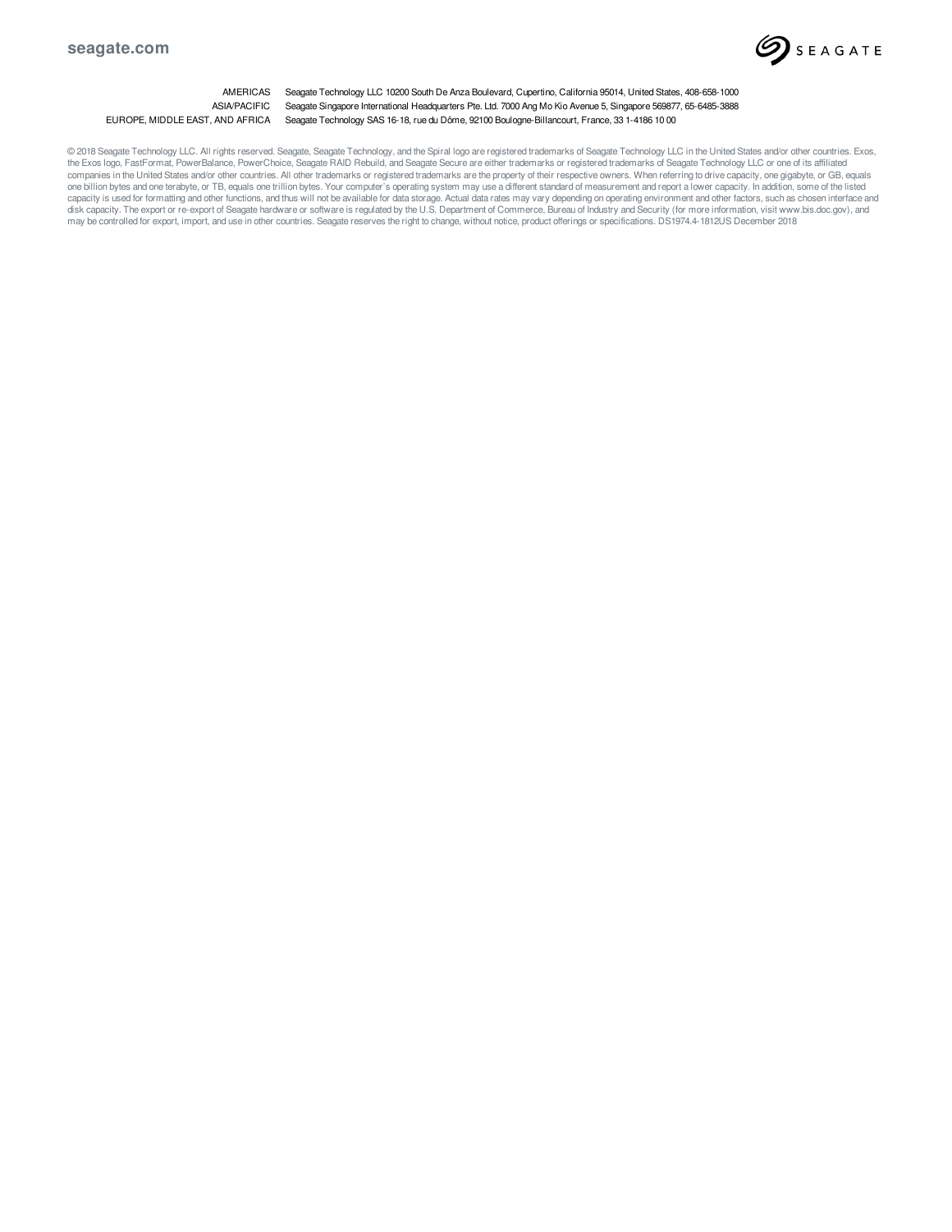seagate.com

SEAGATE

| | |
|---|---|
| AMERICAS | Seagate Technology LLC 10200 South De Anza Boulevard, Cupertino, California 95014, United States, 408-658-1000 |
| ASIA/PACIFIC | Seagate Singapore International Headquarters Pte. Ltd. 7000 Ang Mo Kio Avenue 5, Singapore 569877, 65-6485-3888 |
| EUROPE, MIDDLE EAST, AND AFRICA | Seagate Technology SAS 16-18, rue du Dôme, 92100 Boulogne-Billancourt, France, 33 1-4186 10 00 |

© 2018 Seagate Technology LLC. All rights reserved. Seagate, Seagate Technology, and the Spiral logo are registered trademarks of Seagate Technology LLC in the United States and/or other countries. Exos, the Exos logo, FastFormat, PowerBalance, PowerChoice, Seagate RAID Rebuild, and Seagate Secure are either trademarks or registered trademarks of Seagate Technology LLC or one of its affiliated companies in the United States and/or other countries. All other trademarks or registered trademarks are the property of their respective owners. When referring to drive capacity, one gigabyte, or GB, equals one billion bytes and one terabyte, or TB, equals one trillion bytes. Your computer's operating system may use a different standard of measurement and report a lower capacity. In addition, some of the listed capacity is used for formatting and other functions, and thus will not be available for data storage. Actual data rates may vary depending on operating environment and other factors, such as chosen interface and disk capacity. The export or re-export of Seagate hardware or software is regulated by the U.S. Department of Commerce, Bureau of Industry and Security (for more information, visit www.bis.doc.gov), and may be controlled for export, import, and use in other countries. Seagate reserves the right to change, without notice, product offerings or specifications. DS1974.4-1812US December 2018